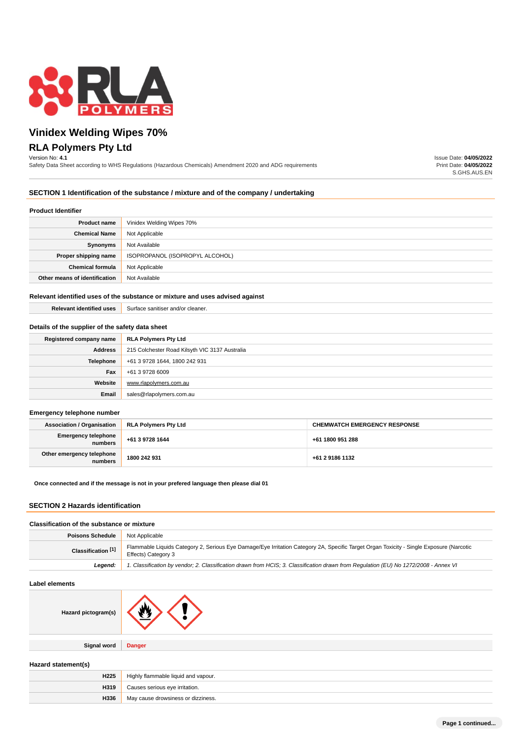# Vinidex Welding Wipes 70%

## RLA Polymers Pty Ltd

Version No: **4.1**

Safety Data Sheet according to WHS Regulations (Hazardous Chemicals) Amendment 2020 and ADG requirements

Issue Date: **04/05/2022**
Print Date: **04/05/2022**
S.GHS.AUS.EN

### SECTION 1 Identification of the substance / mixture and of the company / undertaking

#### Product Identifier

| | |
|---|---|
| **Product name** | Vinidex Welding Wipes 70% |
| **Chemical Name** | Not Applicable |
| **Synonyms** | Not Available |
| **Proper shipping name** | ISOPROPANOL (ISOPROPYL ALCOHOL) |
| **Chemical formula** | Not Applicable |
| **Other means of identification** | Not Available |

#### Relevant identified uses of the substance or mixture and uses advised against

| | |
|---|---|
| **Relevant identified uses** | Surface sanitiser and/or cleaner. |

#### Details of the supplier of the safety data sheet

| | |
|---|---|
| **Registered company name** | **RLA Polymers Pty Ltd** |
| **Address** | 215 Colchester Road Kilsyth VIC 3137 Australia |
| **Telephone** | +61 3 9728 1644, 1800 242 931 |
| **Fax** | +61 3 9728 6009 |
| **Website** | www.rlapolymers.com.au |
| **Email** | sales@rlapolymers.com.au |

#### Emergency telephone number

| | | |
|---|---|---|
| **Association / Organisation** | **RLA Polymers Pty Ltd** | **CHEMWATCH EMERGENCY RESPONSE** |
| **Emergency telephone numbers** | **+61 3 9728 1644** | **+61 1800 951 288** |
| **Other emergency telephone numbers** | **1800 242 931** | **+61 2 9186 1132** |

**Once connected and if the message is not in your prefered language then please dial 01**

### SECTION 2 Hazards identification

#### Classification of the substance or mixture

| | |
|---|---|
| **Poisons Schedule** | Not Applicable |
| **Classification [1]** | Flammable Liquids Category 2, Serious Eye Damage/Eye Irritation Category 2A, Specific Target Organ Toxicity - Single Exposure (Narcotic Effects) Category 3 |
| ***Legend:*** | *1. Classification by vendor; 2. Classification drawn from HCIS; 3. Classification drawn from Regulation (EU) No 1272/2008 - Annex VI* |

#### Label elements

| | |
|---|---|
| **Hazard pictogram(s)** | |
| **Signal word** | **Danger** |

#### Hazard statement(s)

| | |
|---|---|
| **H225** | Highly flammable liquid and vapour. |
| **H319** | Causes serious eye irritation. |
| **H336** | May cause drowsiness or dizziness. |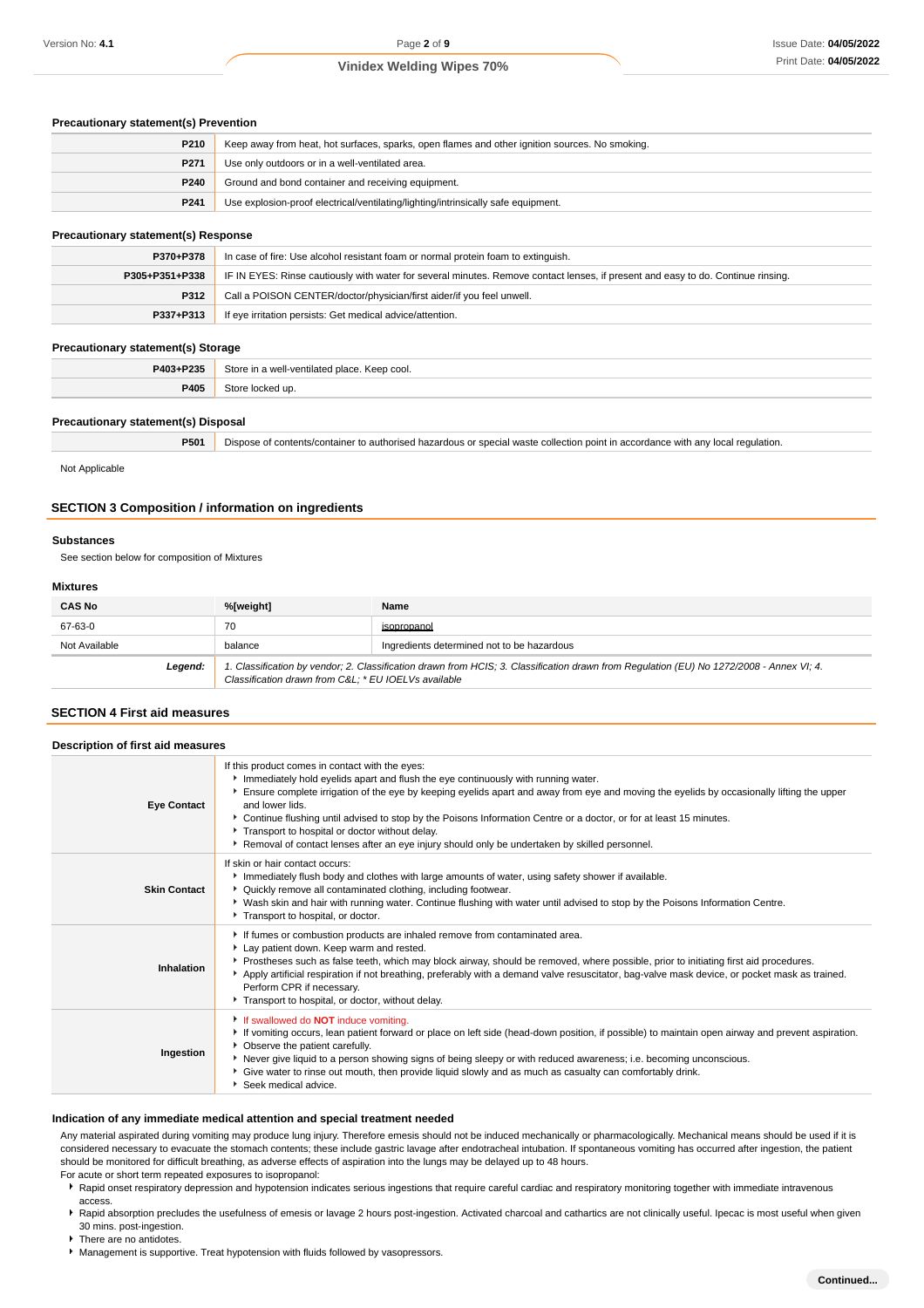### Precautionary statement(s) Prevention

| | |
|---|---|
| **P210** | Keep away from heat, hot surfaces, sparks, open flames and other ignition sources. No smoking. |
| **P271** | Use only outdoors or in a well-ventilated area. |
| **P240** | Ground and bond container and receiving equipment. |
| **P241** | Use explosion-proof electrical/ventilating/lighting/intrinsically safe equipment. |

### Precautionary statement(s) Response

| | |
|---|---|
| **P370+P378** | In case of fire: Use alcohol resistant foam or normal protein foam to extinguish. |
| **P305+P351+P338** | IF IN EYES: Rinse cautiously with water for several minutes. Remove contact lenses, if present and easy to do. Continue rinsing. |
| **P312** | Call a POISON CENTER/doctor/physician/first aider/if you feel unwell. |
| **P337+P313** | If eye irritation persists: Get medical advice/attention. |

### Precautionary statement(s) Storage

| | |
|---|---|
| **P403+P235** | Store in a well-ventilated place. Keep cool. |
| **P405** | Store locked up. |

### Precautionary statement(s) Disposal

| | |
|---|---|
| **P501** | Dispose of contents/container to authorised hazardous or special waste collection point in accordance with any local regulation. |

Not Applicable

## SECTION 3 Composition / information on ingredients

### Substances

See section below for composition of Mixtures

### Mixtures

| CAS No | %[weight] | Name |
|---|---|---|
| 67-63-0 | 70 | isopropanol |
| Not Available | balance | Ingredients determined not to be hazardous |
| ***Legend:*** | *1. Classification by vendor; 2. Classification drawn from HCIS; 3. Classification drawn from Regulation (EU) No 1272/2008 - Annex VI; 4. Classification drawn from C&L; * EU IOELVs available* | |

## SECTION 4 First aid measures

### Description of first aid measures

| | |
|---|---|
| **Eye Contact** | If this product comes in contact with the eyes:<br>▸ Immediately hold eyelids apart and flush the eye continuously with running water.<br>▸ Ensure complete irrigation of the eye by keeping eyelids apart and away from eye and moving the eyelids by occasionally lifting the upper and lower lids.<br>▸ Continue flushing until advised to stop by the Poisons Information Centre or a doctor, or for at least 15 minutes.<br>▸ Transport to hospital or doctor without delay.<br>▸ Removal of contact lenses after an eye injury should only be undertaken by skilled personnel. |
| **Skin Contact** | If skin or hair contact occurs:<br>▸ Immediately flush body and clothes with large amounts of water, using safety shower if available.<br>▸ Quickly remove all contaminated clothing, including footwear.<br>▸ Wash skin and hair with running water. Continue flushing with water until advised to stop by the Poisons Information Centre.<br>▸ Transport to hospital, or doctor. |
| **Inhalation** | ▸ If fumes or combustion products are inhaled remove from contaminated area.<br>▸ Lay patient down. Keep warm and rested.<br>▸ Prostheses such as false teeth, which may block airway, should be removed, where possible, prior to initiating first aid procedures.<br>▸ Apply artificial respiration if not breathing, preferably with a demand valve resuscitator, bag-valve mask device, or pocket mask as trained. Perform CPR if necessary.<br>▸ Transport to hospital, or doctor, without delay. |
| **Ingestion** | ▸ If swallowed do **NOT** induce vomiting.<br>▸ If vomiting occurs, lean patient forward or place on left side (head-down position, if possible) to maintain open airway and prevent aspiration.<br>▸ Observe the patient carefully.<br>▸ Never give liquid to a person showing signs of being sleepy or with reduced awareness; i.e. becoming unconscious.<br>▸ Give water to rinse out mouth, then provide liquid slowly and as much as casualty can comfortably drink.<br>▸ Seek medical advice. |

### Indication of any immediate medical attention and special treatment needed

Any material aspirated during vomiting may produce lung injury. Therefore emesis should not be induced mechanically or pharmacologically. Mechanical means should be used if it is considered necessary to evacuate the stomach contents; these include gastric lavage after endotracheal intubation. If spontaneous vomiting has occurred after ingestion, the patient should be monitored for difficult breathing, as adverse effects of aspiration into the lungs may be delayed up to 48 hours.

For acute or short term repeated exposures to isopropanol:

- Rapid onset respiratory depression and hypotension indicates serious ingestions that require careful cardiac and respiratory monitoring together with immediate intravenous access.
- Rapid absorption precludes the usefulness of emesis or lavage 2 hours post-ingestion. Activated charcoal and cathartics are not clinically useful. Ipecac is most useful when given 30 mins. post-ingestion.
- There are no antidotes.
- Management is supportive. Treat hypotension with fluids followed by vasopressors.

**Continued...**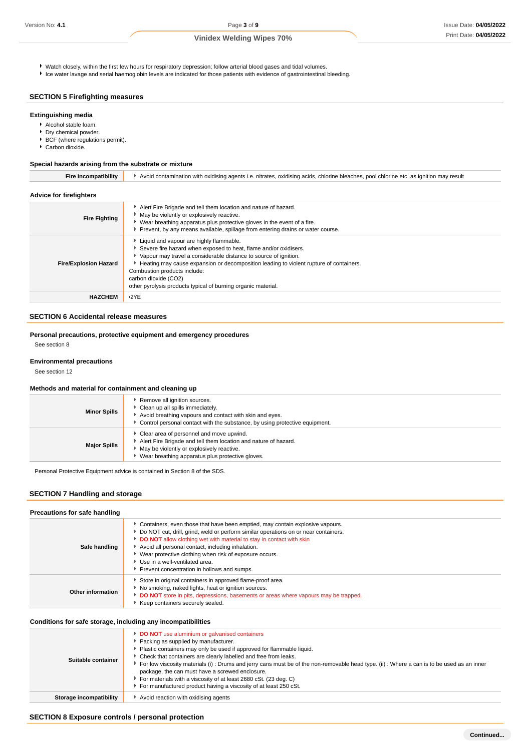- Watch closely, within the first few hours for respiratory depression; follow arterial blood gases and tidal volumes.
- Ice water lavage and serial haemoglobin levels are indicated for those patients with evidence of gastrointestinal bleeding.

## SECTION 5 Firefighting measures

### Extinguishing media

- Alcohol stable foam.
- Dry chemical powder.
- BCF (where regulations permit).
- Carbon dioxide.

### Special hazards arising from the substrate or mixture

| | |
|---|---|
| **Fire Incompatibility** | Avoid contamination with oxidising agents i.e. nitrates, oxidising acids, chlorine bleaches, pool chlorine etc. as ignition may result |

### Advice for firefighters

| | |
|---|---|
| **Fire Fighting** | Alert Fire Brigade and tell them location and nature of hazard.<br>May be violently or explosively reactive.<br>Wear breathing apparatus plus protective gloves in the event of a fire.<br>Prevent, by any means available, spillage from entering drains or water course. |
| **Fire/Explosion Hazard** | Liquid and vapour are highly flammable.<br>Severe fire hazard when exposed to heat, flame and/or oxidisers.<br>Vapour may travel a considerable distance to source of ignition.<br>Heating may cause expansion or decomposition leading to violent rupture of containers.<br>Combustion products include:<br>carbon dioxide ($CO_2$)<br>other pyrolysis products typical of burning organic material. |
| **HAZCHEM** | •2YE |

## SECTION 6 Accidental release measures

### Personal precautions, protective equipment and emergency procedures

See section 8

### Environmental precautions

See section 12

### Methods and material for containment and cleaning up

| | |
|---|---|
| **Minor Spills** | Remove all ignition sources.<br>Clean up all spills immediately.<br>Avoid breathing vapours and contact with skin and eyes.<br>Control personal contact with the substance, by using protective equipment. |
| **Major Spills** | Clear area of personnel and move upwind.<br>Alert Fire Brigade and tell them location and nature of hazard.<br>May be violently or explosively reactive.<br>Wear breathing apparatus plus protective gloves. |

Personal Protective Equipment advice is contained in Section 8 of the SDS.

## SECTION 7 Handling and storage

### Precautions for safe handling

| | |
|---|---|
| **Safe handling** | Containers, even those that have been emptied, may contain explosive vapours.<br>Do NOT cut, drill, grind, weld or perform similar operations on or near containers.<br>**DO NOT** allow clothing wet with material to stay in contact with skin<br>Avoid all personal contact, including inhalation.<br>Wear protective clothing when risk of exposure occurs.<br>Use in a well-ventilated area.<br>Prevent concentration in hollows and sumps. |
| **Other information** | Store in original containers in approved flame-proof area.<br>No smoking, naked lights, heat or ignition sources.<br>**DO NOT** store in pits, depressions, basements or areas where vapours may be trapped.<br>Keep containers securely sealed. |

### Conditions for safe storage, including any incompatibilities

| | |
|---|---|
| **Suitable container** | **DO NOT** use aluminium or galvanised containers<br>Packing as supplied by manufacturer.<br>Plastic containers may only be used if approved for flammable liquid.<br>Check that containers are clearly labelled and free from leaks.<br>For low viscosity materials (i) : Drums and jerry cans must be of the non-removable head type. (ii) : Where a can is to be used as an inner package, the can must have a screwed enclosure.<br>For materials with a viscosity of at least 2680 cSt. (23 deg. C)<br>For manufactured product having a viscosity of at least 250 cSt. |
| **Storage incompatibility** | Avoid reaction with oxidising agents |

## SECTION 8 Exposure controls / personal protection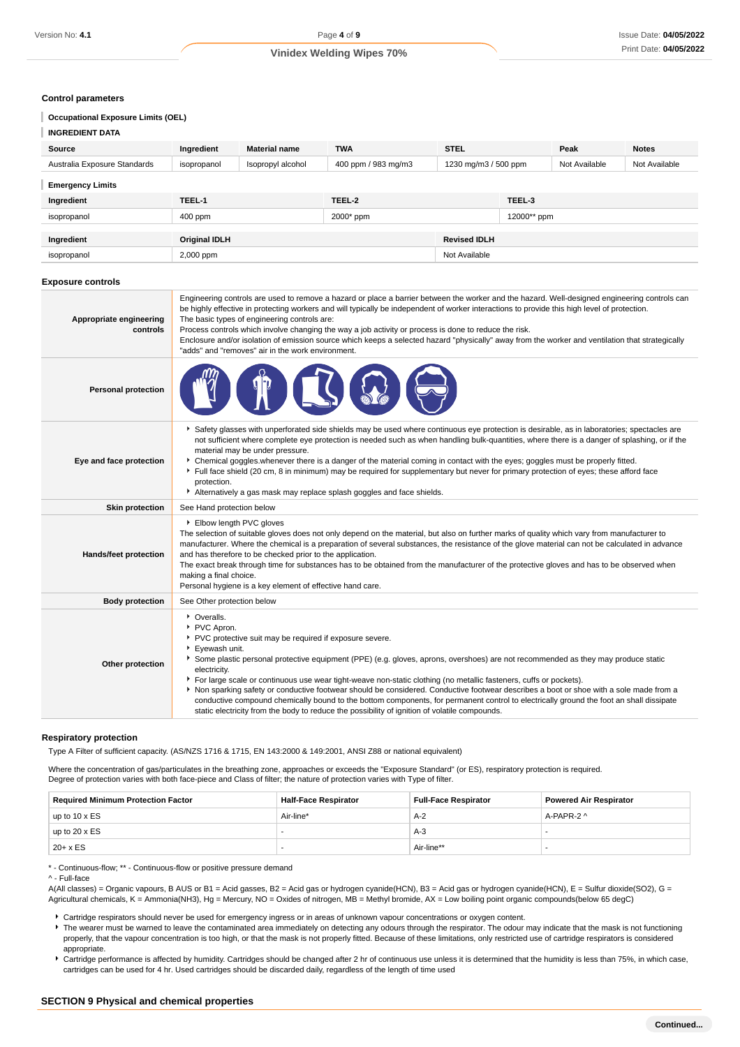### Control parameters

**Occupational Exposure Limits (OEL)**

**INGREDIENT DATA**

| Source | Ingredient | Material name | TWA | STEL | Peak | Notes |
|---|---|---|---|---|---|---|
| Australia Exposure Standards | isopropanol | Isopropyl alcohol | 400 ppm / 983 mg/m3 | 1230 mg/m3 / 500 ppm | Not Available | Not Available |

**Emergency Limits**

| Ingredient | TEEL-1 | TEEL-2 | TEEL-3 |
|---|---|---|---|
| isopropanol | 400 ppm | 2000* ppm | 12000** ppm |

| Ingredient | Original IDLH | Revised IDLH |
|---|---|---|
| isopropanol | 2,000 ppm | Not Available |

### Exposure controls

| | |
|---|---|
| **Appropriate engineering controls** | Engineering controls are used to remove a hazard or place a barrier between the worker and the hazard. Well-designed engineering controls can be highly effective in protecting workers and will typically be independent of worker interactions to provide this high level of protection.<br>The basic types of engineering controls are:<br>Process controls which involve changing the way a job activity or process is done to reduce the risk.<br>Enclosure and/or isolation of emission source which keeps a selected hazard "physically" away from the worker and ventilation that strategically "adds" and "removes" air in the work environment. |
| **Personal protection** | |
| **Eye and face protection** | ▸ Safety glasses with unperforated side shields may be used where continuous eye protection is desirable, as in laboratories; spectacles are not sufficient where complete eye protection is needed such as when handling bulk-quantities, where there is a danger of splashing, or if the material may be under pressure.<br>▸ Chemical goggles.whenever there is a danger of the material coming in contact with the eyes; goggles must be properly fitted.<br>▸ Full face shield (20 cm, 8 in minimum) may be required for supplementary but never for primary protection of eyes; these afford face protection.<br>▸ Alternatively a gas mask may replace splash goggles and face shields. |
| **Skin protection** | See Hand protection below |
| **Hands/feet protection** | ▸ Elbow length PVC gloves<br>The selection of suitable gloves does not only depend on the material, but also on further marks of quality which vary from manufacturer to manufacturer. Where the chemical is a preparation of several substances, the resistance of the glove material can not be calculated in advance and has therefore to be checked prior to the application.<br>The exact break through time for substances has to be obtained from the manufacturer of the protective gloves and has to be observed when making a final choice.<br>Personal hygiene is a key element of effective hand care. |
| **Body protection** | See Other protection below |
| **Other protection** | ▸ Overalls.<br>▸ PVC Apron.<br>▸ PVC protective suit may be required if exposure severe.<br>▸ Eyewash unit.<br>▸ Some plastic personal protective equipment (PPE) (e.g. gloves, aprons, overshoes) are not recommended as they may produce static electricity.<br>▸ For large scale or continuous use wear tight-weave non-static clothing (no metallic fasteners, cuffs or pockets).<br>▸ Non sparking safety or conductive footwear should be considered. Conductive footwear describes a boot or shoe with a sole made from a conductive compound chemically bound to the bottom components, for permanent control to electrically ground the foot an shall dissipate static electricity from the body to reduce the possibility of ignition of volatile compounds. |

### Respiratory protection

Type A Filter of sufficient capacity. (AS/NZS 1716 & 1715, EN 143:2000 & 149:2001, ANSI Z88 or national equivalent)

Where the concentration of gas/particulates in the breathing zone, approaches or exceeds the "Exposure Standard" (or ES), respiratory protection is required.
Degree of protection varies with both face-piece and Class of filter; the nature of protection varies with Type of filter.

| Required Minimum Protection Factor | Half-Face Respirator | Full-Face Respirator | Powered Air Respirator |
|---|---|---|---|
| up to 10 x ES | Air-line* | A-2 | A-PAPR-2 ^ |
| up to 20 x ES | - | A-3 | - |
| 20+ x ES | - | Air-line** | - |

\* - Continuous-flow; ** - Continuous-flow or positive pressure demand
^ - Full-face
A(All classes) = Organic vapours, B AUS or B1 = Acid gasses, B2 = Acid gas or hydrogen cyanide(HCN), B3 = Acid gas or hydrogen cyanide(HCN), E = Sulfur dioxide(SO2), G = Agricultural chemicals, K = Ammonia(NH3), Hg = Mercury, NO = Oxides of nitrogen, MB = Methyl bromide, AX = Low boiling point organic compounds(below 65 degC)

- Cartridge respirators should never be used for emergency ingress or in areas of unknown vapour concentrations or oxygen content.
- The wearer must be warned to leave the contaminated area immediately on detecting any odours through the respirator. The odour may indicate that the mask is not functioning properly, that the vapour concentration is too high, or that the mask is not properly fitted. Because of these limitations, only restricted use of cartridge respirators is considered appropriate.
- Cartridge performance is affected by humidity. Cartridges should be changed after 2 hr of continuous use unless it is determined that the humidity is less than 75%, in which case, cartridges can be used for 4 hr. Used cartridges should be discarded daily, regardless of the length of time used

## SECTION 9 Physical and chemical properties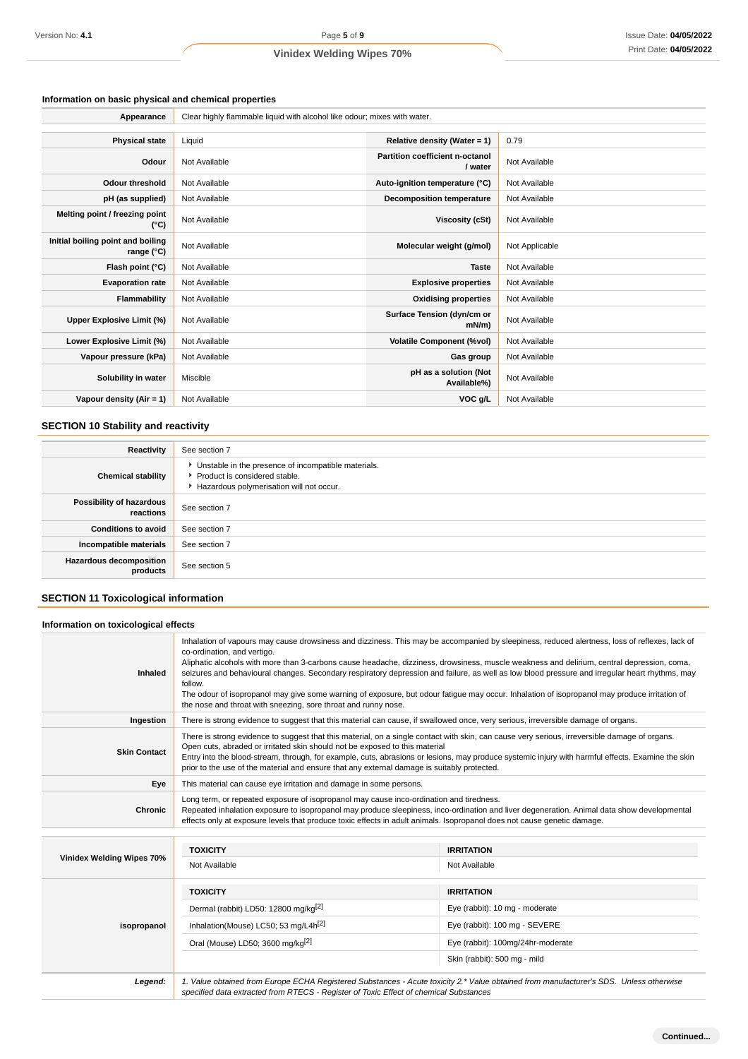### Information on basic physical and chemical properties

| | |
|---|---|
| **Appearance** | Clear highly flammable liquid with alcohol like odour; mixes with water. |

| | | | |
|---|---|---|---|
| **Physical state** | Liquid | **Relative density (Water = 1)** | 0.79 |
| **Odour** | Not Available | **Partition coefficient n-octanol / water** | Not Available |
| **Odour threshold** | Not Available | **Auto-ignition temperature (°C)** | Not Available |
| **pH (as supplied)** | Not Available | **Decomposition temperature** | Not Available |
| **Melting point / freezing point (°C)** | Not Available | **Viscosity (cSt)** | Not Available |
| **Initial boiling point and boiling range (°C)** | Not Available | **Molecular weight (g/mol)** | Not Applicable |
| **Flash point (°C)** | Not Available | **Taste** | Not Available |
| **Evaporation rate** | Not Available | **Explosive properties** | Not Available |
| **Flammability** | Not Available | **Oxidising properties** | Not Available |
| **Upper Explosive Limit (%)** | Not Available | **Surface Tension (dyn/cm or mN/m)** | Not Available |
| **Lower Explosive Limit (%)** | Not Available | **Volatile Component (%vol)** | Not Available |
| **Vapour pressure (kPa)** | Not Available | **Gas group** | Not Available |
| **Solubility in water** | Miscible | **pH as a solution (Not Available%)** | Not Available |
| **Vapour density (Air = 1)** | Not Available | **VOC g/L** | Not Available |

## SECTION 10 Stability and reactivity

| | |
|---|---|
| **Reactivity** | See section 7 |
| **Chemical stability** | ‣ Unstable in the presence of incompatible materials.<br>‣ Product is considered stable.<br>‣ Hazardous polymerisation will not occur. |
| **Possibility of hazardous reactions** | See section 7 |
| **Conditions to avoid** | See section 7 |
| **Incompatible materials** | See section 7 |
| **Hazardous decomposition products** | See section 5 |

## SECTION 11 Toxicological information

### Information on toxicological effects

| | |
|---|---|
| **Inhaled** | Inhalation of vapours may cause drowsiness and dizziness. This may be accompanied by sleepiness, reduced alertness, loss of reflexes, lack of co-ordination, and vertigo.<br>Aliphatic alcohols with more than 3-carbons cause headache, dizziness, drowsiness, muscle weakness and delirium, central depression, coma, seizures and behavioural changes. Secondary respiratory depression and failure, as well as low blood pressure and irregular heart rhythms, may follow.<br>The odour of isopropanol may give some warning of exposure, but odour fatigue may occur. Inhalation of isopropanol may produce irritation of the nose and throat with sneezing, sore throat and runny nose. |
| **Ingestion** | There is strong evidence to suggest that this material can cause, if swallowed once, very serious, irreversible damage of organs. |
| **Skin Contact** | There is strong evidence to suggest that this material, on a single contact with skin, can cause very serious, irreversible damage of organs.<br>Open cuts, abraded or irritated skin should not be exposed to this material<br>Entry into the blood-stream, through, for example, cuts, abrasions or lesions, may produce systemic injury with harmful effects. Examine the skin prior to the use of the material and ensure that any external damage is suitably protected. |
| **Eye** | This material can cause eye irritation and damage in some persons. |
| **Chronic** | Long term, or repeated exposure of isopropanol may cause inco-ordination and tiredness.<br>Repeated inhalation exposure to isopropanol may produce sleepiness, inco-ordination and liver degeneration. Animal data show developmental effects only at exposure levels that produce toxic effects in adult animals. Isopropanol does not cause genetic damage. |

| | TOXICITY | IRRITATION |
|---|---|---|
| **Vinidex Welding Wipes 70%** | Not Available | Not Available |
| | **TOXICITY** | **IRRITATION** |
| **isopropanol** | Dermal (rabbit) LD50: 12800 mg/kg[2] | Eye (rabbit): 10 mg - moderate |
| | Inhalation(Mouse) LC50; 53 mg/L4h[2] | Eye (rabbit): 100 mg - SEVERE |
| | Oral (Mouse) LD50; 3600 mg/kg[2] | Eye (rabbit): 100mg/24hr-moderate |
| | | Skin (rabbit): 500 mg - mild |

| | |
|---|---|
| ***Legend:*** | *1. Value obtained from Europe ECHA Registered Substances - Acute toxicity 2.* Value obtained from manufacturer's SDS. Unless otherwise specified data extracted from RTECS - Register of Toxic Effect of chemical Substances* |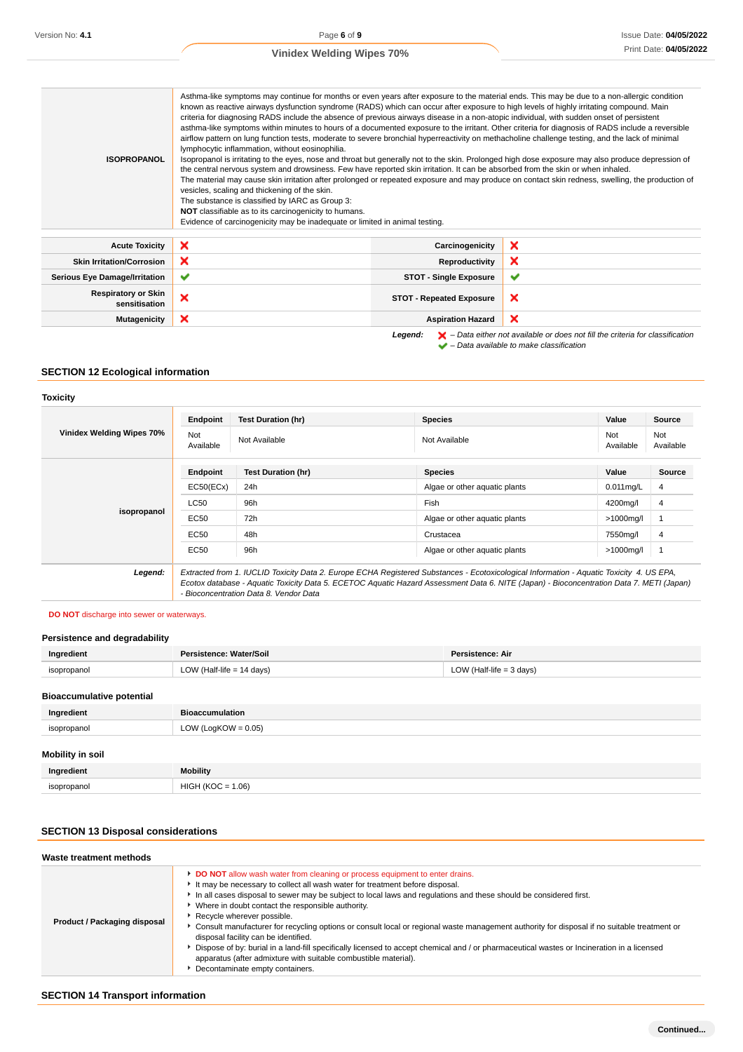| | |
|---|---|
| **ISOPROPANOL** | Asthma-like symptoms may continue for months or even years after exposure to the material ends. This may be due to a non-allergic condition known as reactive airways dysfunction syndrome (RADS) which can occur after exposure to high levels of highly irritating compound. Main criteria for diagnosing RADS include the absence of previous airways disease in a non-atopic individual, with sudden onset of persistent asthma-like symptoms within minutes to hours of a documented exposure to the irritant. Other criteria for diagnosis of RADS include a reversible airflow pattern on lung function tests, moderate to severe bronchial hyperreactivity on methacholine challenge testing, and the lack of minimal lymphocytic inflammation, without eosinophilia.<br>Isopropanol is irritating to the eyes, nose and throat but generally not to the skin. Prolonged high dose exposure may also produce depression of the central nervous system and drowsiness. Few have reported skin irritation. It can be absorbed from the skin or when inhaled.<br>The material may cause skin irritation after prolonged or repeated exposure and may produce on contact skin redness, swelling, the production of vesicles, scaling and thickening of the skin.<br>The substance is classified by IARC as Group 3:<br>**NOT** classifiable as to its carcinogenicity to humans.<br>Evidence of carcinogenicity may be inadequate or limited in animal testing. |

| | | | |
|---|---|---|---|
| **Acute Toxicity** | ✘ | **Carcinogenicity** | ✘ |
| **Skin Irritation/Corrosion** | ✘ | **Reproductivity** | ✘ |
| **Serious Eye Damage/Irritation** | ✔ | **STOT - Single Exposure** | ✔ |
| **Respiratory or Skin sensitisation** | ✘ | **STOT - Repeated Exposure** | ✘ |
| **Mutagenicity** | ✘ | **Aspiration Hazard** | ✘ |

***Legend:*** ✘ *– Data either not available or does not fill the criteria for classification*
✔ *– Data available to make classification*

## SECTION 12 Ecological information

### Toxicity

| | Endpoint | Test Duration (hr) | Species | Value | Source |
|---|---|---|---|---|---|
| **Vinidex Welding Wipes 70%** | Not Available | Not Available | Not Available | Not Available | Not Available |
| **isopropanol** | **Endpoint** | **Test Duration (hr)** | **Species** | **Value** | **Source** |
| | EC50(ECx) | 24h | Algae or other aquatic plants | 0.011mg/L | 4 |
| | LC50 | 96h | Fish | 4200mg/l | 4 |
| | EC50 | 72h | Algae or other aquatic plants | >1000mg/l | 1 |
| | EC50 | 48h | Crustacea | 7550mg/l | 4 |
| | EC50 | 96h | Algae or other aquatic plants | >1000mg/l | 1 |
| ***Legend:*** | *Extracted from 1. IUCLID Toxicity Data 2. Europe ECHA Registered Substances - Ecotoxicological Information - Aquatic Toxicity 4. US EPA, Ecotox database - Aquatic Toxicity Data 5. ECETOC Aquatic Hazard Assessment Data 6. NITE (Japan) - Bioconcentration Data 7. METI (Japan) - Bioconcentration Data 8. Vendor Data* | | | | |

**DO NOT** discharge into sewer or waterways.

### Persistence and degradability

| Ingredient | Persistence: Water/Soil | Persistence: Air |
|---|---|---|
| isopropanol | LOW (Half-life = 14 days) | LOW (Half-life = 3 days) |

### Bioaccumulative potential

| Ingredient | Bioaccumulation |
|---|---|
| isopropanol | LOW (LogKOW = 0.05) |

### Mobility in soil

| Ingredient | Mobility |
|---|---|
| isopropanol | HIGH (KOC = 1.06) |

## SECTION 13 Disposal considerations

### Waste treatment methods

| | |
|---|---|
| **Product / Packaging disposal** | ▸ **DO NOT** allow wash water from cleaning or process equipment to enter drains.<br>▸ It may be necessary to collect all wash water for treatment before disposal.<br>▸ In all cases disposal to sewer may be subject to local laws and regulations and these should be considered first.<br>▸ Where in doubt contact the responsible authority.<br>▸ Recycle wherever possible.<br>▸ Consult manufacturer for recycling options or consult local or regional waste management authority for disposal if no suitable treatment or disposal facility can be identified.<br>▸ Dispose of by: burial in a land-fill specifically licensed to accept chemical and / or pharmaceutical wastes or Incineration in a licensed apparatus (after admixture with suitable combustible material).<br>▸ Decontaminate empty containers. |

## SECTION 14 Transport information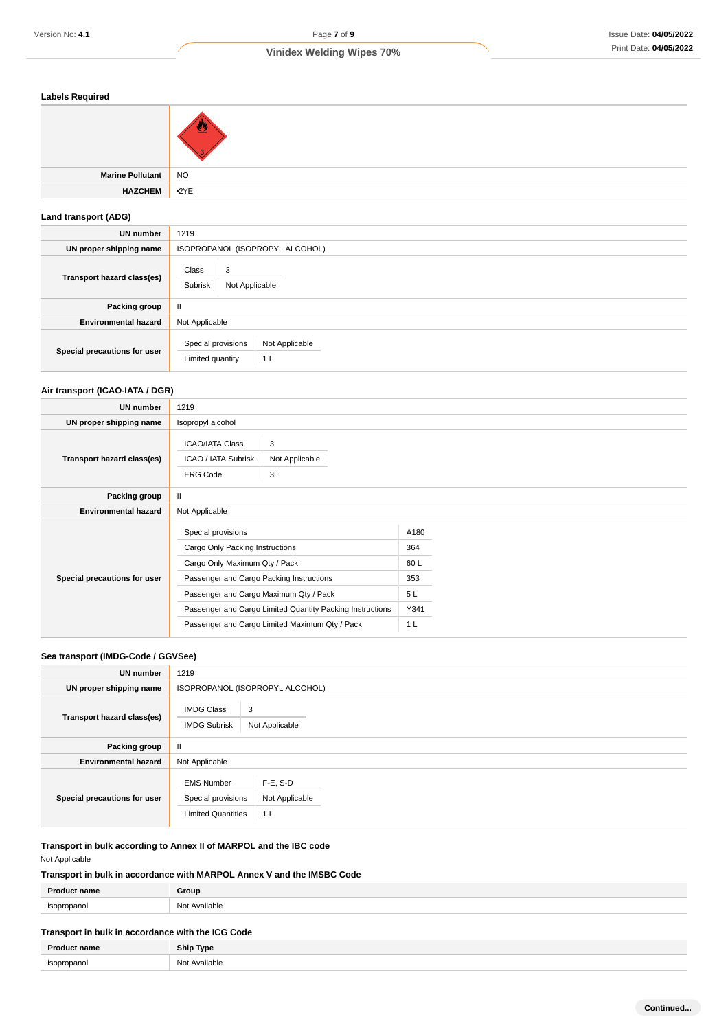### Labels Required

| | |
|---|---|
| | |
| **Marine Pollutant** | NO |
| **HAZCHEM** | •2YE |

### Land transport (ADG)

| | |
|---|---|
| **UN number** | 1219 |
| **UN proper shipping name** | ISOPROPANOL (ISOPROPYL ALCOHOL) |
| **Transport hazard class(es)** | Class: 3; Subrisk: Not Applicable |
| **Packing group** | II |
| **Environmental hazard** | Not Applicable |
| **Special precautions for user** | Special provisions: Not Applicable; Limited quantity: 1 L |

### Air transport (ICAO-IATA / DGR)

| | |
|---|---|
| **UN number** | 1219 |
| **UN proper shipping name** | Isopropyl alcohol |
| **Transport hazard class(es)** | ICAO/IATA Class: 3; ICAO / IATA Subrisk: Not Applicable; ERG Code: 3L |
| **Packing group** | II |
| **Environmental hazard** | Not Applicable |
| **Special precautions for user** | Special provisions: A180; Cargo Only Packing Instructions: 364; Cargo Only Maximum Qty / Pack: 60 L; Passenger and Cargo Packing Instructions: 353; Passenger and Cargo Maximum Qty / Pack: 5 L; Passenger and Cargo Limited Quantity Packing Instructions: Y341; Passenger and Cargo Limited Maximum Qty / Pack: 1 L |

### Sea transport (IMDG-Code / GGVSee)

| | |
|---|---|
| **UN number** | 1219 |
| **UN proper shipping name** | ISOPROPANOL (ISOPROPYL ALCOHOL) |
| **Transport hazard class(es)** | IMDG Class: 3; IMDG Subrisk: Not Applicable |
| **Packing group** | II |
| **Environmental hazard** | Not Applicable |
| **Special precautions for user** | EMS Number: F-E, S-D; Special provisions: Not Applicable; Limited Quantities: 1 L |

### Transport in bulk according to Annex II of MARPOL and the IBC code

Not Applicable

### Transport in bulk in accordance with MARPOL Annex V and the IMSBC Code

| Product name | Group |
|---|---|
| isopropanol | Not Available |

### Transport in bulk in accordance with the ICG Code

| Product name | Ship Type |
|---|---|
| isopropanol | Not Available |

**Continued...**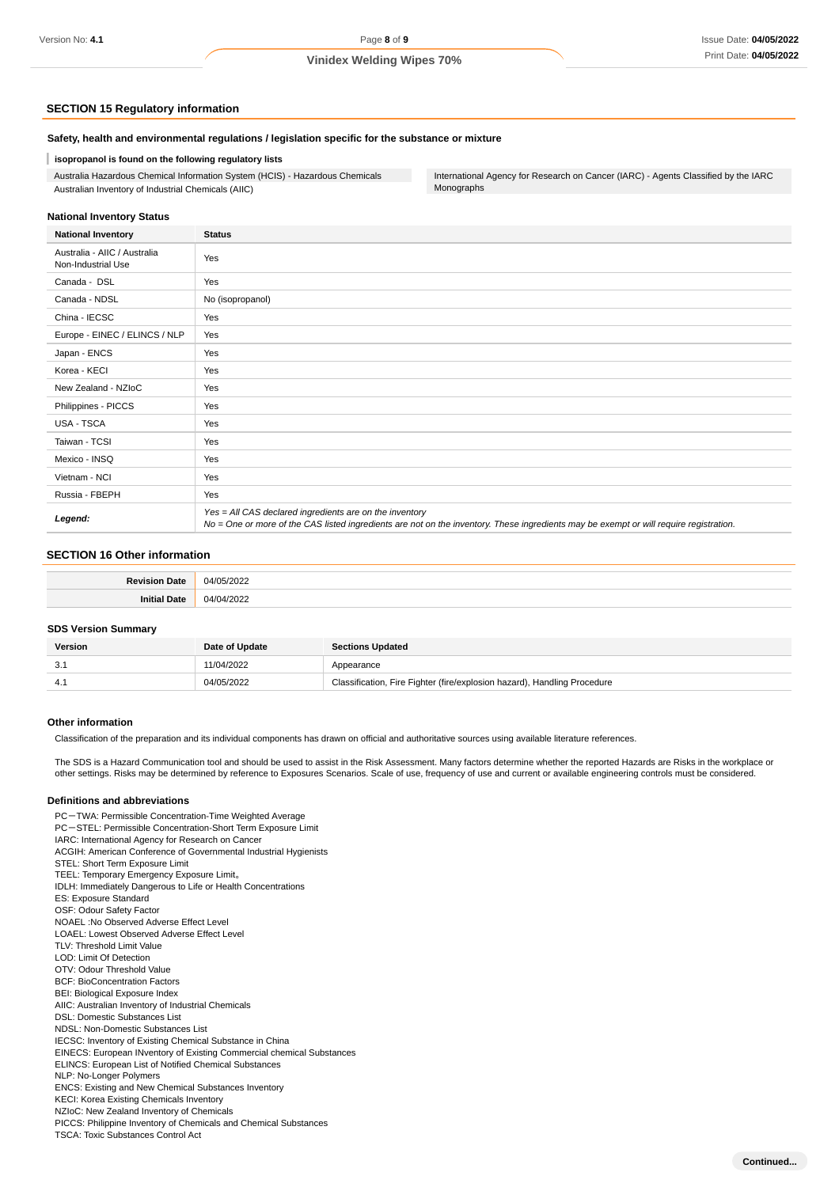## SECTION 15 Regulatory information

### Safety, health and environmental regulations / legislation specific for the substance or mixture

**isopropanol is found on the following regulatory lists**

Australia Hazardous Chemical Information System (HCIS) - Hazardous Chemicals
Australian Inventory of Industrial Chemicals (AIIC)

International Agency for Research on Cancer (IARC) - Agents Classified by the IARC Monographs

### National Inventory Status

| National Inventory | Status |
|---|---|
| Australia - AIIC / Australia Non-Industrial Use | Yes |
| Canada - DSL | Yes |
| Canada - NDSL | No (isopropanol) |
| China - IECSC | Yes |
| Europe - EINEC / ELINCS / NLP | Yes |
| Japan - ENCS | Yes |
| Korea - KECI | Yes |
| New Zealand - NZIoC | Yes |
| Philippines - PICCS | Yes |
| USA - TSCA | Yes |
| Taiwan - TCSI | Yes |
| Mexico - INSQ | Yes |
| Vietnam - NCI | Yes |
| Russia - FBEPH | Yes |
| ***Legend:*** | *Yes = All CAS declared ingredients are on the inventory*<br>*No = One or more of the CAS listed ingredients are not on the inventory. These ingredients may be exempt or will require registration.* |

## SECTION 16 Other information

| | |
|---|---|
| **Revision Date** | 04/05/2022 |
| **Initial Date** | 04/04/2022 |

### SDS Version Summary

| Version | Date of Update | Sections Updated |
|---|---|---|
| 3.1 | 11/04/2022 | Appearance |
| 4.1 | 04/05/2022 | Classification, Fire Fighter (fire/explosion hazard), Handling Procedure |

### Other information

Classification of the preparation and its individual components has drawn on official and authoritative sources using available literature references.

The SDS is a Hazard Communication tool and should be used to assist in the Risk Assessment. Many factors determine whether the reported Hazards are Risks in the workplace or other settings. Risks may be determined by reference to Exposures Scenarios. Scale of use, frequency of use and current or available engineering controls must be considered.

### Definitions and abbreviations

PC－TWA: Permissible Concentration-Time Weighted Average
PC－STEL: Permissible Concentration-Short Term Exposure Limit
IARC: International Agency for Research on Cancer
ACGIH: American Conference of Governmental Industrial Hygienists
STEL: Short Term Exposure Limit
TEEL: Temporary Emergency Exposure Limit。
IDLH: Immediately Dangerous to Life or Health Concentrations
ES: Exposure Standard
OSF: Odour Safety Factor
NOAEL :No Observed Adverse Effect Level
LOAEL: Lowest Observed Adverse Effect Level
TLV: Threshold Limit Value
LOD: Limit Of Detection
OTV: Odour Threshold Value
BCF: BioConcentration Factors
BEI: Biological Exposure Index
AIIC: Australian Inventory of Industrial Chemicals
DSL: Domestic Substances List
NDSL: Non-Domestic Substances List
IECSC: Inventory of Existing Chemical Substance in China
EINECS: European INventory of Existing Commercial chemical Substances
ELINCS: European List of Notified Chemical Substances
NLP: No-Longer Polymers
ENCS: Existing and New Chemical Substances Inventory
KECI: Korea Existing Chemicals Inventory
NZIoC: New Zealand Inventory of Chemicals
PICCS: Philippine Inventory of Chemicals and Chemical Substances
TSCA: Toxic Substances Control Act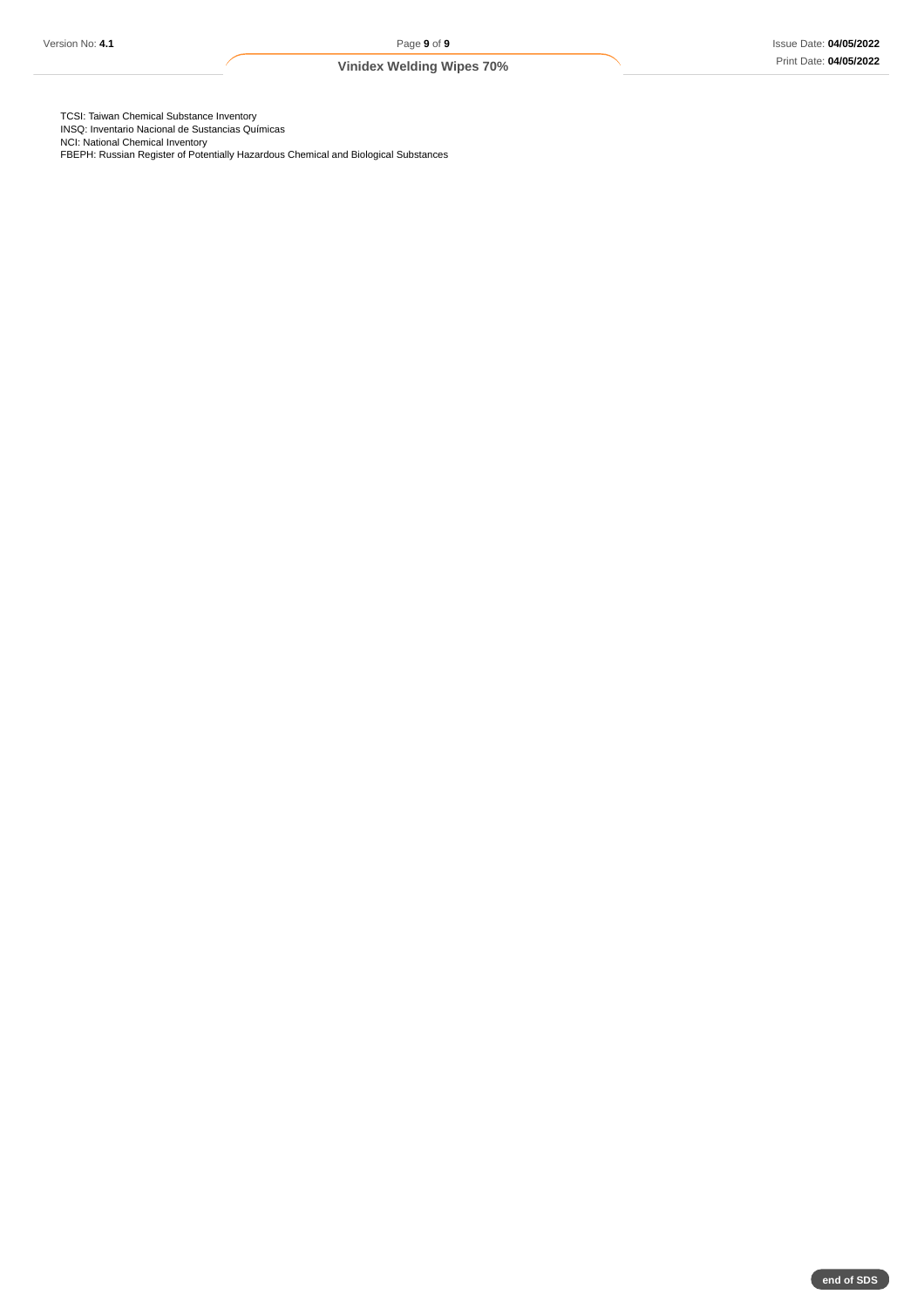TCSI: Taiwan Chemical Substance Inventory
INSQ: Inventario Nacional de Sustancias Químicas
NCI: National Chemical Inventory
FBEPH: Russian Register of Potentially Hazardous Chemical and Biological Substances

**end of SDS**